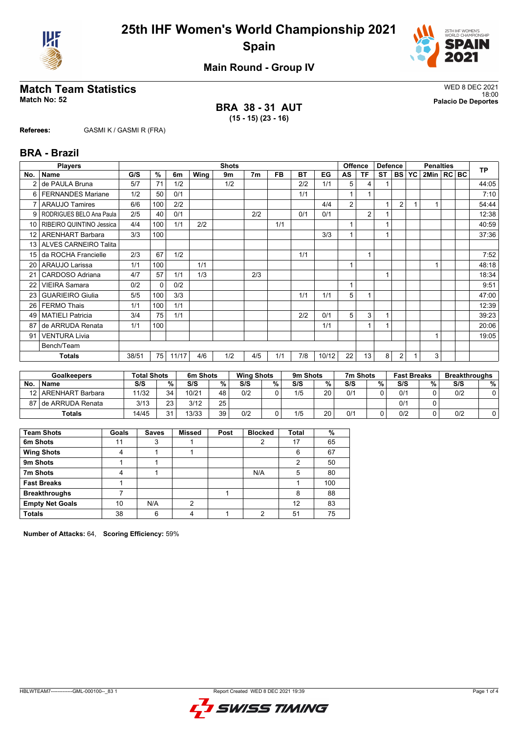# 25th IHF Women's World Championship 2021
## Spain

### Main Round - Group IV

## Match Team Statistics

**Match No: 52**

WED 8 DEC 2021
18:00
**Palacio De Deportes**

**BRA 38 - 31 AUT**
**(15 - 15) (23 - 16)**

**Referees:** GASMI K / GASMI R (FRA)

## BRA - Brazil

| Players | | Shots | | | | | | | | | Offence | | Defence | | | Penalties | | | TP |
|---|---|---|---|---|---|---|---|---|---|---|---|---|---|---|---|---|---|---|---|
| No. | Name | G/S | % | 6m | Wing | 9m | 7m | FB | BT | EG | AS | TF | ST | BS | YC | 2Min | RC | BC | |
| 2 | de PAULA Bruna | 5/7 | 71 | 1/2 | | 1/2 | | | 2/2 | 1/1 | 5 | 4 | 1 | | | | | | 44:05 |
| 6 | FERNANDES Mariane | 1/2 | 50 | 0/1 | | | | | 1/1 | | 1 | 1 | | | | | | | 7:10 |
| 7 | ARAUJO Tamires | 6/6 | 100 | 2/2 | | | | | | 4/4 | 2 | | 1 | 2 | 1 | 1 | | | 54:44 |
| 9 | RODRIGUES BELO Ana Paula | 2/5 | 40 | 0/1 | | | 2/2 | | 0/1 | 0/1 | | 2 | 1 | | | | | | 12:38 |
| 10 | RIBEIRO QUINTINO Jessica | 4/4 | 100 | 1/1 | 2/2 | | | 1/1 | | | 1 | | 1 | | | | | | 40:59 |
| 12 | ARENHART Barbara | 3/3 | 100 | | | | | | | 3/3 | 1 | | 1 | | | | | | 37:36 |
| 13 | ALVES CARNEIRO Talita | | | | | | | | | | | | | | | | | | |
| 15 | da ROCHA Francielle | 2/3 | 67 | 1/2 | | | | | 1/1 | | | 1 | | | | | | | 7:52 |
| 20 | ARAUJO Larissa | 1/1 | 100 | | 1/1 | | | | | | 1 | | | | | 1 | | | 48:18 |
| 21 | CARDOSO Adriana | 4/7 | 57 | 1/1 | 1/3 | | 2/3 | | | | | | 1 | | | | | | 18:34 |
| 22 | VIEIRA Samara | 0/2 | 0 | 0/2 | | | | | | | 1 | | | | | | | | 9:51 |
| 23 | GUARIEIRO Giulia | 5/5 | 100 | 3/3 | | | | | 1/1 | 1/1 | 5 | 1 | | | | | | | 47:00 |
| 26 | FERMO Thais | 1/1 | 100 | 1/1 | | | | | | | | | | | | | | | 12:39 |
| 49 | MATIELI Patricia | 3/4 | 75 | 1/1 | | | | | 2/2 | 0/1 | 5 | 3 | 1 | | | | | | 39:23 |
| 87 | de ARRUDA Renata | 1/1 | 100 | | | | | | | 1/1 | | 1 | 1 | | | | | | 20:06 |
| 91 | VENTURA Livia | | | | | | | | | | | | | | | 1 | | | 19:05 |
| | Bench/Team | | | | | | | | | | | | | | | | | | |
| | **Totals** | 38/51 | 75 | 11/17 | 4/6 | 1/2 | 4/5 | 1/1 | 7/8 | 10/12 | 22 | 13 | 8 | 2 | 1 | 3 | | | |

| Goalkeepers | | Total Shots | | 6m Shots | | Wing Shots | | 9m Shots | | 7m Shots | | Fast Breaks | | Breakthroughs | |
|---|---|---|---|---|---|---|---|---|---|---|---|---|---|---|---|
| No. | Name | S/S | % | S/S | % | S/S | % | S/S | % | S/S | % | S/S | % | S/S | % |
| 12 | ARENHART Barbara | 11/32 | 34 | 10/21 | 48 | 0/2 | 0 | 1/5 | 20 | 0/1 | 0 | 0/1 | 0 | 0/2 | 0 |
| 87 | de ARRUDA Renata | 3/13 | 23 | 3/12 | 25 | | | | | | | 0/1 | 0 | | |
| | **Totals** | 14/45 | 31 | 13/33 | 39 | 0/2 | 0 | 1/5 | 20 | 0/1 | 0 | 0/2 | 0 | 0/2 | 0 |

| Team Shots | Goals | Saves | Missed | Post | Blocked | Total | % |
|---|---|---|---|---|---|---|---|
| **6m Shots** | 11 | 3 | 1 | | 2 | 17 | 65 |
| **Wing Shots** | 4 | 1 | 1 | | | 6 | 67 |
| **9m Shots** | 1 | 1 | | | | 2 | 50 |
| **7m Shots** | 4 | 1 | | | N/A | 5 | 80 |
| **Fast Breaks** | 1 | | | | | 1 | 100 |
| **Breakthroughs** | 7 | | | 1 | | 8 | 88 |
| **Empty Net Goals** | 10 | N/A | 2 | | | 12 | 83 |
| **Totals** | 38 | 6 | 4 | 1 | 2 | 51 | 75 |

**Number of Attacks:** 64, **Scoring Efficiency:** 59%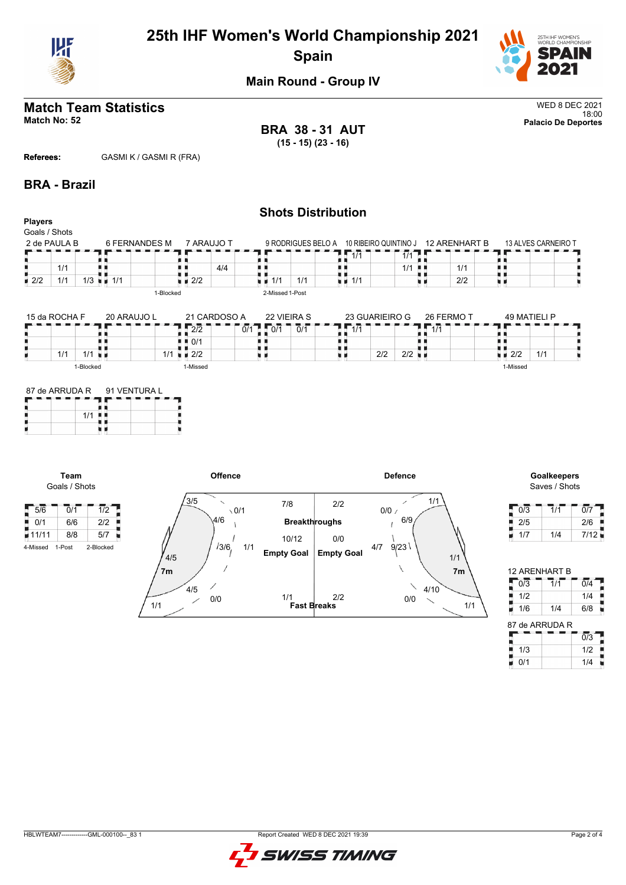# 25th IHF Women's World Championship 2021

## Spain

### Main Round - Group IV

## Match Team Statistics

**Match No: 52**

WED 8 DEC 2021
18:00
**Palacio De Deportes**

**BRA 38 - 31 AUT**
**(15 - 15) (23 - 16)**

**Referees:** GASMI K / GASMI R (FRA)

## BRA - Brazil

### Shots Distribution

**Players**
Goals / Shots

**2 de PAULA B**

| | | |
|---|---|---|
| | | |
| | 1/1 | |
| 2/2 | 1/1 | 1/3 |

**6 FERNANDES M**

| | | |
|---|---|---|
| | | |
| | | |
| 1/1 | | |

1-Blocked

**7 ARAUJO T**

| | | |
|---|---|---|
| | | |
| | 4/4 | |
| 2/2 | | |

**9 RODRIGUES BELO A**

| | | |
|---|---|---|
| | | |
| | | |
| 1/1 | 1/1 | |

2-Missed 1-Post

**10 RIBEIRO QUINTINO J**

| | | |
|---|---|---|
| 1/1 | | 1/1 |
| | | 1/1 |
| 1/1 | | |

**12 ARENHART B**

| | | |
|---|---|---|
| | | |
| | 1/1 | |
| | 2/2 | |

**13 ALVES CARNEIRO T**

| | | |
|---|---|---|
| | | |
| | | |
| | | |

**15 da ROCHA F**

| | | |
|---|---|---|
| | | |
| | | |
| | 1/1 | 1/1 |

1-Blocked

**20 ARAUJO L**

| | | |
|---|---|---|
| | | |
| | | |
| | | 1/1 |

**21 CARDOSO A**

| | | |
|---|---|---|
| 2/2 | | 0/1 |
| 0/1 | | |
| 2/2 | | |

1-Missed

**22 VIEIRA S**

| | | |
|---|---|---|
| 0/1 | 0/1 | |
| | | |
| | | |

**23 GUARIEIRO G**

| | | |
|---|---|---|
| 1/1 | | |
| | | |
| | 2/2 | 2/2 |

**26 FERMO T**

| | | |
|---|---|---|
| 1/1 | | |
| | | |
| | | |

**49 MATIELI P**

| | | |
|---|---|---|
| | | |
| | | |
| 2/2 | 1/1 | |

1-Missed

**87 de ARRUDA R**

| | | |
|---|---|---|
| | | |
| | | 1/1 |
| | | |

**91 VENTURA L**

| | | |
|---|---|---|
| | | |
| | | |
| | | |

**Team**
Goals / Shots

| | | |
|---|---|---|
| 5/6 | 0/1 | 1/2 |
| 0/1 | 6/6 | 2/2 |
| 11/11 | 8/8 | 5/7 |

4-Missed 1-Post 2-Blocked

**Offence**

| Zone | Goals / Shots |
|---|---|
| Left wing | 3/5 |
| Left 9m | 0/1 |
| Left back | 4/6 |
| Centre | 3/6 |
| Centre 9m | 1/1 |
| Left 6m | 4/5 |
| 7m | 4/5 |
| Right 9m | 0/0 |
| Right wing | 1/1 |

| | Offence | Defence |
|---|---|---|
| Breakthroughs | 7/8 | 2/2 |
| Empty Goal | 10/12 | 0/0 |
| Fast Breaks | 1/1 | 2/2 |

**Defence**

| Zone | Goals / Shots |
|---|---|
| Left 9m | 0/0 |
| Left wing | 1/1 |
| Left back | 6/9 |
| Centre 9m | 4/7 |
| Centre | 9/23 |
| Right 6m | 1/1 |
| 7m | 4/10 |
| Right 9m | 0/0 |
| Right wing | 1/1 |

**Goalkeepers**
Saves / Shots

| | | |
|---|---|---|
| 0/3 | 1/1 | 0/7 |
| 2/5 | | 2/6 |
| 1/7 | 1/4 | 7/12 |

**12 ARENHART B**

| | | |
|---|---|---|
| 0/3 | 1/1 | 0/4 |
| 1/2 | | 1/4 |
| 1/6 | 1/4 | 6/8 |

**87 de ARRUDA R**

| | | |
|---|---|---|
| | | 0/3 |
| 1/3 | | 1/2 |
| 0/1 | | 1/4 |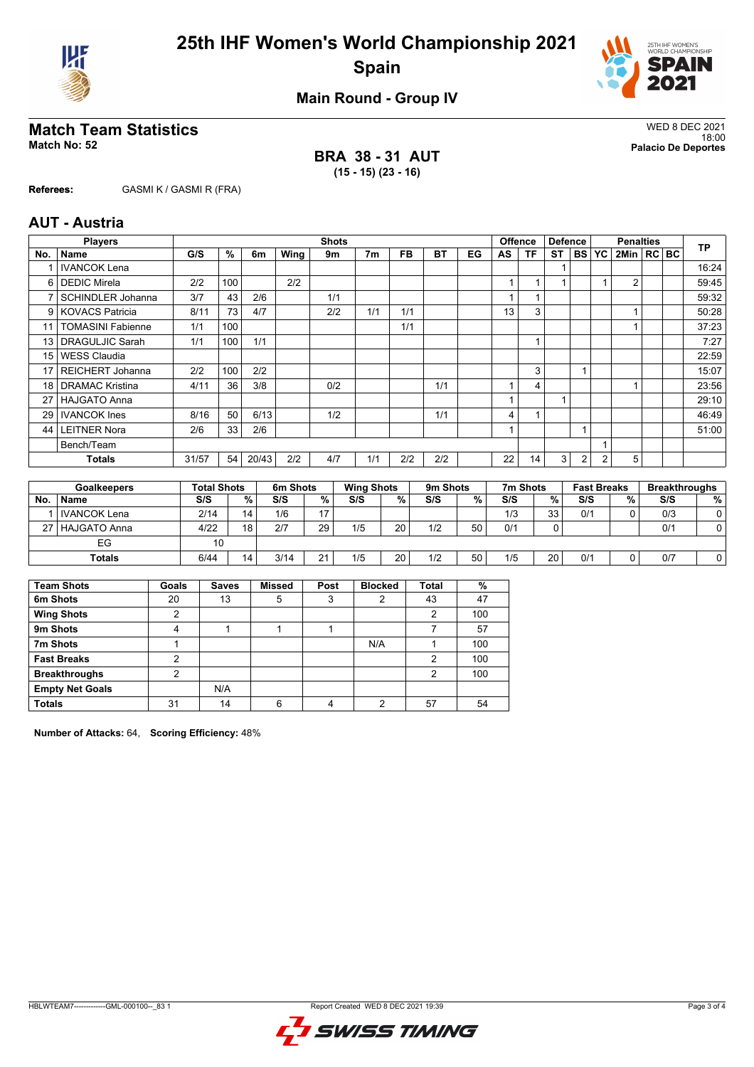# 25th IHF Women's World Championship 2021
## Spain

### Main Round - Group IV

## Match Team Statistics

**Match No: 52**

WED 8 DEC 2021
18:00
**Palacio De Deportes**

**BRA 38 - 31 AUT**
**(15 - 15) (23 - 16)**

**Referees:** GASMI K / GASMI R (FRA)

## AUT - Austria

| Players | | Shots | | | | | | | | | Offence | | Defence | | | Penalties | | | TP |
|---|---|---|---|---|---|---|---|---|---|---|---|---|---|---|---|---|---|---|---|
| No. | Name | G/S | % | 6m | Wing | 9m | 7m | FB | BT | EG | AS | TF | ST | BS | YC | 2Min | RC | BC | |
| 1 | IVANCOK Lena | | | | | | | | | | | | 1 | | | | | | 16:24 |
| 6 | DEDIC Mirela | 2/2 | 100 | | 2/2 | | | | | | 1 | 1 | 1 | | 1 | 2 | | | 59:45 |
| 7 | SCHINDLER Johanna | 3/7 | 43 | 2/6 | | 1/1 | | | | | 1 | 1 | | | | | | | 59:32 |
| 9 | KOVACS Patricia | 8/11 | 73 | 4/7 | | 2/2 | 1/1 | 1/1 | | | 13 | 3 | | | | 1 | | | 50:28 |
| 11 | TOMASINI Fabienne | 1/1 | 100 | | | | | 1/1 | | | | | | | | 1 | | | 37:23 |
| 13 | DRAGULJIC Sarah | 1/1 | 100 | 1/1 | | | | | | | | 1 | | | | | | | 7:27 |
| 15 | WESS Claudia | | | | | | | | | | | | | | | | | | 22:59 |
| 17 | REICHERT Johanna | 2/2 | 100 | 2/2 | | | | | | | | 3 | | 1 | | | | | 15:07 |
| 18 | DRAMAC Kristina | 4/11 | 36 | 3/8 | | 0/2 | | | 1/1 | | 1 | 4 | | | | 1 | | | 23:56 |
| 27 | HAJGATO Anna | | | | | | | | | | 1 | | 1 | | | | | | 29:10 |
| 29 | IVANCOK Ines | 8/16 | 50 | 6/13 | | 1/2 | | | 1/1 | | 4 | 1 | | | | | | | 46:49 |
| 44 | LEITNER Nora | 2/6 | 33 | 2/6 | | | | | | | 1 | | | 1 | | | | | 51:00 |
| | Bench/Team | | | | | | | | | | | | | | 1 | | | | |
| | **Totals** | 31/57 | 54 | 20/43 | 2/2 | 4/7 | 1/1 | 2/2 | 2/2 | | 22 | 14 | 3 | 2 | 2 | 5 | | | |

| Goalkeepers | | Total Shots | | 6m Shots | | Wing Shots | | 9m Shots | | 7m Shots | | Fast Breaks | | Breakthroughs | |
|---|---|---|---|---|---|---|---|---|---|---|---|---|---|---|---|
| No. | Name | S/S | % | S/S | % | S/S | % | S/S | % | S/S | % | S/S | % | S/S | % |
| 1 | IVANCOK Lena | 2/14 | 14 | 1/6 | 17 | | | | | 1/3 | 33 | 0/1 | 0 | 0/3 | 0 |
| 27 | HAJGATO Anna | 4/22 | 18 | 2/7 | 29 | 1/5 | 20 | 1/2 | 50 | 0/1 | 0 | | | 0/1 | 0 |
| | EG | 10 | | | | | | | | | | | | | |
| | **Totals** | 6/44 | 14 | 3/14 | 21 | 1/5 | 20 | 1/2 | 50 | 1/5 | 20 | 0/1 | 0 | 0/7 | 0 |

| Team Shots | Goals | Saves | Missed | Post | Blocked | Total | % |
|---|---|---|---|---|---|---|---|
| 6m Shots | 20 | 13 | 5 | 3 | 2 | 43 | 47 |
| Wing Shots | 2 | | | | | 2 | 100 |
| 9m Shots | 4 | 1 | 1 | 1 | | 7 | 57 |
| 7m Shots | 1 | | | | N/A | 1 | 100 |
| Fast Breaks | 2 | | | | | 2 | 100 |
| Breakthroughs | 2 | | | | | 2 | 100 |
| Empty Net Goals | | N/A | | | | | |
| Totals | 31 | 14 | 6 | 4 | 2 | 57 | 54 |

**Number of Attacks:** 64, **Scoring Efficiency:** 48%

HBLWTEAM7-------------GML-000100--_83 1 Report Created WED 8 DEC 2021 19:39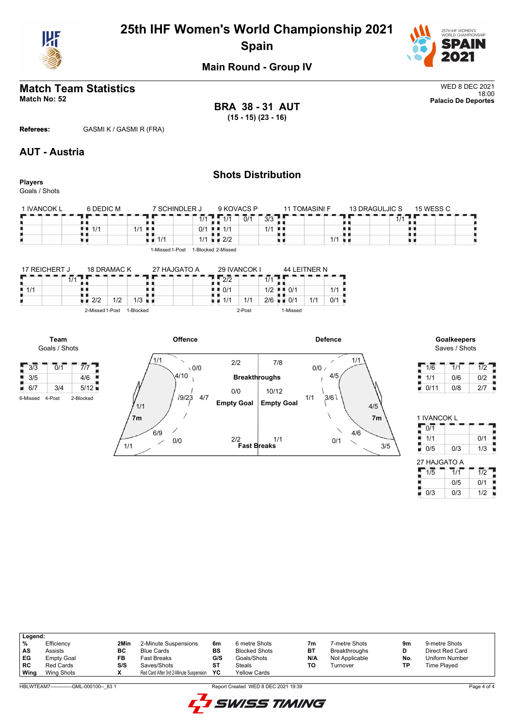# 25th IHF Women's World Championship 2021
## Spain

### Main Round - Group IV

## Match Team Statistics

**Match No: 52**

WED 8 DEC 2021
18:00
**Palacio De Deportes**

**BRA 38 - 31 AUT**
**(15 - 15) (23 - 16)**

**Referees:** GASMI K / GASMI R (FRA)

## AUT - Austria

### Shots Distribution

**Players**
Goals / Shots

1 IVANCOK L

6 DEDIC M

| | | |
|---|---|---|
| 1/1 | | 1/1 |

7 SCHINDLER J

| | | |
|---|---|---|
| | | 1/1 |
| | | 0/1 |
| 1/1 | | 1/1 |

1-Missed 1-Post

9 KOVACS P

| | | |
|---|---|---|
| 1/1 | 0/1 | 3/3 |
| 1/1 | | 1/1 |
| 2/2 | | |

1-Blocked 2-Missed

11 TOMASINI F

| | | |
|---|---|---|
| | | |
| | | |
| | | 1/1 |

13 DRAGULJIC S

| | | |
|---|---|---|
| | | 1/1 |

15 WESS C

17 REICHERT J

| | | |
|---|---|---|
| | | 1/1 |
| 1/1 | | |

18 DRAMAC K

| | | |
|---|---|---|
| | | |
| | | |
| 2/2 | 1/2 | 1/3 |

2-Missed 1-Post 1-Blocked

27 HAJGATO A

29 IVANCOK I

| | | |
|---|---|---|
| 2/2 | | 1/1 |
| 0/1 | | 1/2 |
| 1/1 | 1/1 | 2/6 |

2-Post

44 LEITNER N

| | | |
|---|---|---|
| | | |
| 0/1 | | 1/1 |
| 0/1 | 1/1 | 0/1 |

1-Missed

**Team**
Goals / Shots

| | | |
|---|---|---|
| 3/3 | 0/1 | 7/7 |
| 3/5 | | 4/6 |
| 6/7 | 3/4 | 5/12 |

6-Missed 4-Post 2-Blocked

**Offence**

1/1
0/0
4/10
/9/23
4/7
1/1
7m
6/9
0/0
1/1

2/2 Breakthroughs 7/8
0/0 Empty Goal 10/12 Empty Goal
2/2 Fast Breaks 1/1

**Defence**

0/0
1/1
4/5
1/1
3/6
4/5
7m
4/6
0/1
3/5

**Goalkeepers**
Saves / Shots

| | | |
|---|---|---|
| 1/6 | 1/1 | 1/2 |
| 1/1 | 0/6 | 0/2 |
| 0/11 | 0/8 | 2/7 |

1 IVANCOK L

| | | |
|---|---|---|
| 0/1 | | |
| 1/1 | | 0/1 |
| 0/5 | 0/3 | 1/3 |

27 HAJGATO A

| | | |
|---|---|---|
| 1/5 | 1/1 | 1/2 |
| | 0/5 | 0/1 |
| 0/3 | 0/3 | 1/2 |

| Legend: | | | | | | | | | |
|---|---|---|---|---|---|---|---|---|---|
| % | Efficiency | 2Min | 2-Minute Suspensions | 6m | 6 metre Shots | 7m | 7-metre Shots | 9m | 9-metre Shots |
| AS | Assists | BC | Blue Cards | BS | Blocked Shots | BT | Breakthroughs | D | Direct Red Card |
| EG | Empty Goal | FB | Fast Breaks | G/S | Goals/Shots | N/A | Not Applicable | No. | Uniform Number |
| RC | Red Cards | S/S | Saves/Shots | ST | Steals | TO | Turnover | TP | Time Played |
| Wing | Wing Shots | X | Red Card After 3rd 2-Minute Suspension | YC | Yellow Cards | | | | |

HBLWTEAM7--------------GML-000100--_83 1 Report Created WED 8 DEC 2021 19:39